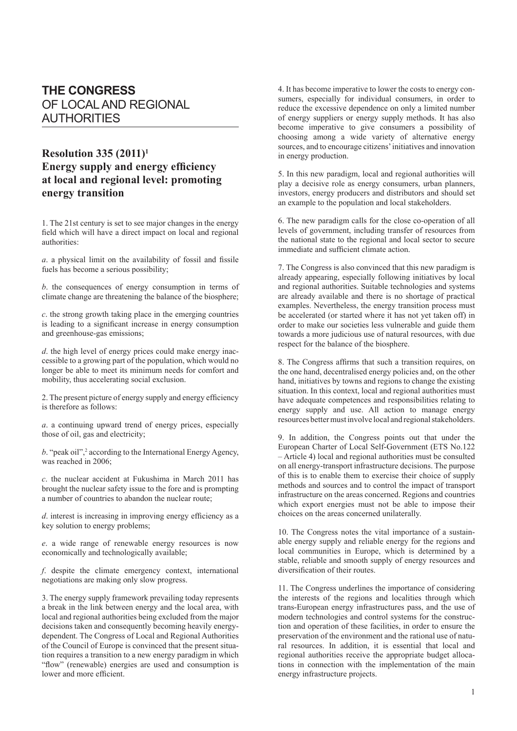# THE CONGRESS OF LOCAL AND REGIONAL AUTHORITIES

## Resolution 335 (2011)[1] Energy supply and energy efficiency at local and regional level: promoting energy transition

1. The 21st century is set to see major changes in the energy field which will have a direct impact on local and regional authorities:

*a*. a physical limit on the availability of fossil and fissile fuels has become a serious possibility;

*b*. the consequences of energy consumption in terms of climate change are threatening the balance of the biosphere;

*c*. the strong growth taking place in the emerging countries is leading to a significant increase in energy consumption and greenhouse-gas emissions;

*d*. the high level of energy prices could make energy inaccessible to a growing part of the population, which would no longer be able to meet its minimum needs for comfort and mobility, thus accelerating social exclusion.

2. The present picture of energy supply and energy efficiency is therefore as follows:

*a*. a continuing upward trend of energy prices, especially those of oil, gas and electricity;

*b*. "peak oil",[2] according to the International Energy Agency, was reached in 2006;

*c*. the nuclear accident at Fukushima in March 2011 has brought the nuclear safety issue to the fore and is prompting a number of countries to abandon the nuclear route;

*d*. interest is increasing in improving energy efficiency as a key solution to energy problems;

*e*. a wide range of renewable energy resources is now economically and technologically available;

*f*. despite the climate emergency context, international negotiations are making only slow progress.

3. The energy supply framework prevailing today represents a break in the link between energy and the local area, with local and regional authorities being excluded from the major decisions taken and consequently becoming heavily energy-dependent. The Congress of Local and Regional Authorities of the Council of Europe is convinced that the present situation requires a transition to a new energy paradigm in which "flow" (renewable) energies are used and consumption is lower and more efficient.

4. It has become imperative to lower the costs to energy consumers, especially for individual consumers, in order to reduce the excessive dependence on only a limited number of energy suppliers or energy supply methods. It has also become imperative to give consumers a possibility of choosing among a wide variety of alternative energy sources, and to encourage citizens' initiatives and innovation in energy production.

5. In this new paradigm, local and regional authorities will play a decisive role as energy consumers, urban planners, investors, energy producers and distributors and should set an example to the population and local stakeholders.

6. The new paradigm calls for the close co-operation of all levels of government, including transfer of resources from the national state to the regional and local sector to secure immediate and sufficient climate action.

7. The Congress is also convinced that this new paradigm is already appearing, especially following initiatives by local and regional authorities. Suitable technologies and systems are already available and there is no shortage of practical examples. Nevertheless, the energy transition process must be accelerated (or started where it has not yet taken off) in order to make our societies less vulnerable and guide them towards a more judicious use of natural resources, with due respect for the balance of the biosphere.

8. The Congress affirms that such a transition requires, on the one hand, decentralised energy policies and, on the other hand, initiatives by towns and regions to change the existing situation. In this context, local and regional authorities must have adequate competences and responsibilities relating to energy supply and use. All action to manage energy resources better must involve local and regional stakeholders.

9. In addition, the Congress points out that under the European Charter of Local Self-Government (ETS No.122 – Article 4) local and regional authorities must be consulted on all energy-transport infrastructure decisions. The purpose of this is to enable them to exercise their choice of supply methods and sources and to control the impact of transport infrastructure on the areas concerned. Regions and countries which export energies must not be able to impose their choices on the areas concerned unilaterally.

10. The Congress notes the vital importance of a sustainable energy supply and reliable energy for the regions and local communities in Europe, which is determined by a stable, reliable and smooth supply of energy resources and diversification of their routes.

11. The Congress underlines the importance of considering the interests of the regions and localities through which trans-European energy infrastructures pass, and the use of modern technologies and control systems for the construction and operation of these facilities, in order to ensure the preservation of the environment and the rational use of natural resources. In addition, it is essential that local and regional authorities receive the appropriate budget allocations in connection with the implementation of the main energy infrastructure projects.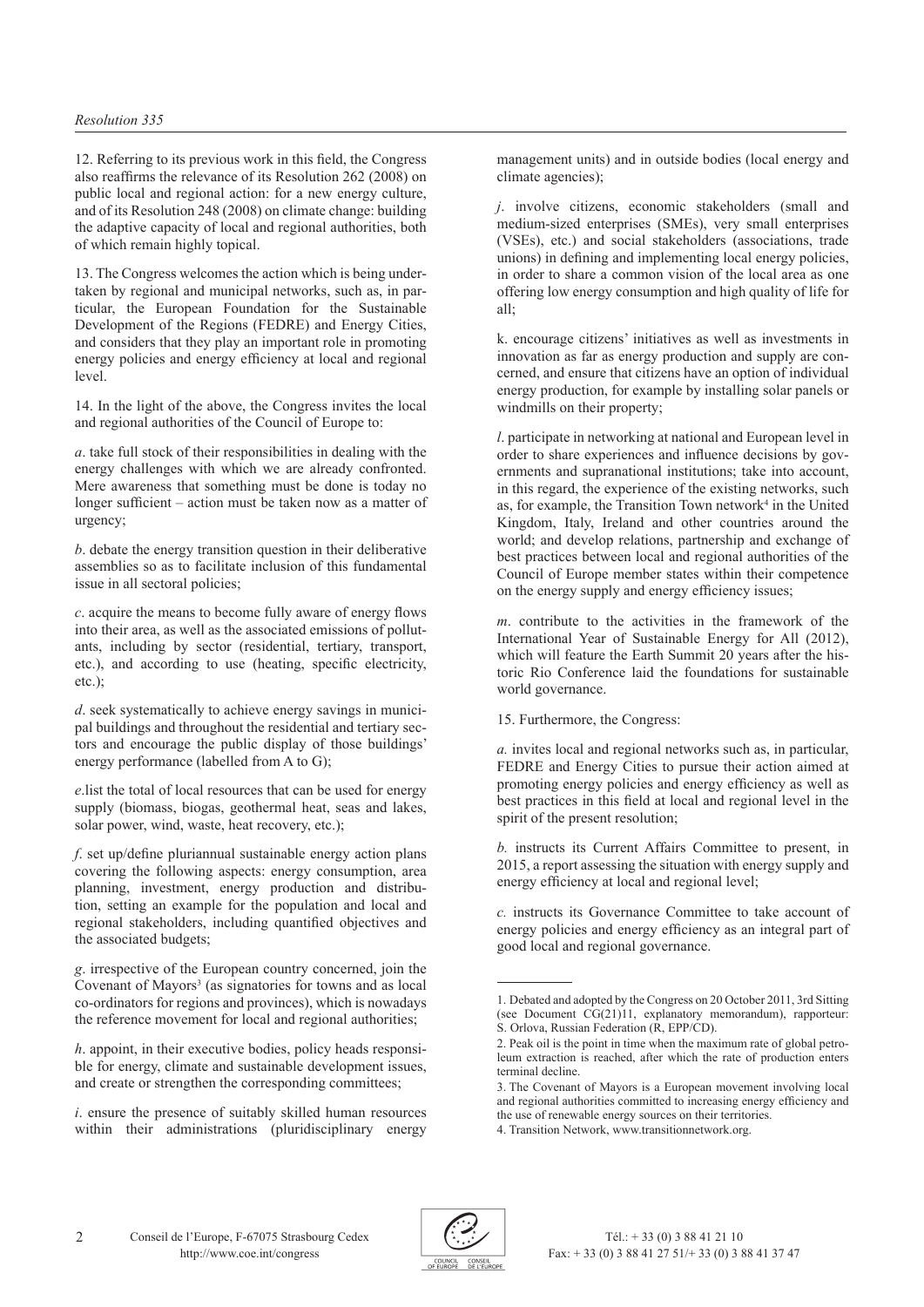12. Referring to its previous work in this field, the Congress also reaffirms the relevance of its Resolution 262 (2008) on public local and regional action: for a new energy culture, and of its Resolution 248 (2008) on climate change: building the adaptive capacity of local and regional authorities, both of which remain highly topical.

13. The Congress welcomes the action which is being undertaken by regional and municipal networks, such as, in particular, the European Foundation for the Sustainable Development of the Regions (FEDRE) and Energy Cities, and considers that they play an important role in promoting energy policies and energy efficiency at local and regional level.

14. In the light of the above, the Congress invites the local and regional authorities of the Council of Europe to:

*a*. take full stock of their responsibilities in dealing with the energy challenges with which we are already confronted. Mere awareness that something must be done is today no longer sufficient – action must be taken now as a matter of urgency;

*b*. debate the energy transition question in their deliberative assemblies so as to facilitate inclusion of this fundamental issue in all sectoral policies;

*c*. acquire the means to become fully aware of energy flows into their area, as well as the associated emissions of pollutants, including by sector (residential, tertiary, transport, etc.), and according to use (heating, specific electricity, etc.);

*d*. seek systematically to achieve energy savings in municipal buildings and throughout the residential and tertiary sectors and encourage the public display of those buildings' energy performance (labelled from A to G);

*e*.list the total of local resources that can be used for energy supply (biomass, biogas, geothermal heat, seas and lakes, solar power, wind, waste, heat recovery, etc.);

*f*. set up/define pluriannual sustainable energy action plans covering the following aspects: energy consumption, area planning, investment, energy production and distribution, setting an example for the population and local and regional stakeholders, including quantified objectives and the associated budgets;

*g*. irrespective of the European country concerned, join the Covenant of Mayors[3] (as signatories for towns and as local co-ordinators for regions and provinces), which is nowadays the reference movement for local and regional authorities;

*h*. appoint, in their executive bodies, policy heads responsible for energy, climate and sustainable development issues, and create or strengthen the corresponding committees;

*i*. ensure the presence of suitably skilled human resources within their administrations (pluridisciplinary energy management units) and in outside bodies (local energy and climate agencies);

*j*. involve citizens, economic stakeholders (small and medium-sized enterprises (SMEs), very small enterprises (VSEs), etc.) and social stakeholders (associations, trade unions) in defining and implementing local energy policies, in order to share a common vision of the local area as one offering low energy consumption and high quality of life for all;

k. encourage citizens' initiatives as well as investments in innovation as far as energy production and supply are concerned, and ensure that citizens have an option of individual energy production, for example by installing solar panels or windmills on their property;

*l*. participate in networking at national and European level in order to share experiences and influence decisions by governments and supranational institutions; take into account, in this regard, the experience of the existing networks, such as, for example, the Transition Town network[4] in the United Kingdom, Italy, Ireland and other countries around the world; and develop relations, partnership and exchange of best practices between local and regional authorities of the Council of Europe member states within their competence on the energy supply and energy efficiency issues;

*m*. contribute to the activities in the framework of the International Year of Sustainable Energy for All (2012), which will feature the Earth Summit 20 years after the historic Rio Conference laid the foundations for sustainable world governance.

15. Furthermore, the Congress:

*a.* invites local and regional networks such as, in particular, FEDRE and Energy Cities to pursue their action aimed at promoting energy policies and energy efficiency as well as best practices in this field at local and regional level in the spirit of the present resolution;

*b.* instructs its Current Affairs Committee to present, in 2015, a report assessing the situation with energy supply and energy efficiency at local and regional level;

*c.* instructs its Governance Committee to take account of energy policies and energy efficiency as an integral part of good local and regional governance.

---

1. Debated and adopted by the Congress on 20 October 2011, 3rd Sitting (see Document CG(21)11, explanatory memorandum), rapporteur: S. Orlova, Russian Federation (R, EPP/CD).

2. Peak oil is the point in time when the maximum rate of global petroleum extraction is reached, after which the rate of production enters terminal decline.

3. The Covenant of Mayors is a European movement involving local and regional authorities committed to increasing energy efficiency and the use of renewable energy sources on their territories.

4. Transition Network, www.transitionnetwork.org.

Conseil de l'Europe, F-67075 Strasbourg Cedex
http://www.coe.int/congress

Tél.: + 33 (0) 3 88 41 21 10
Fax: + 33 (0) 3 88 41 27 51/+ 33 (0) 3 88 41 37 47